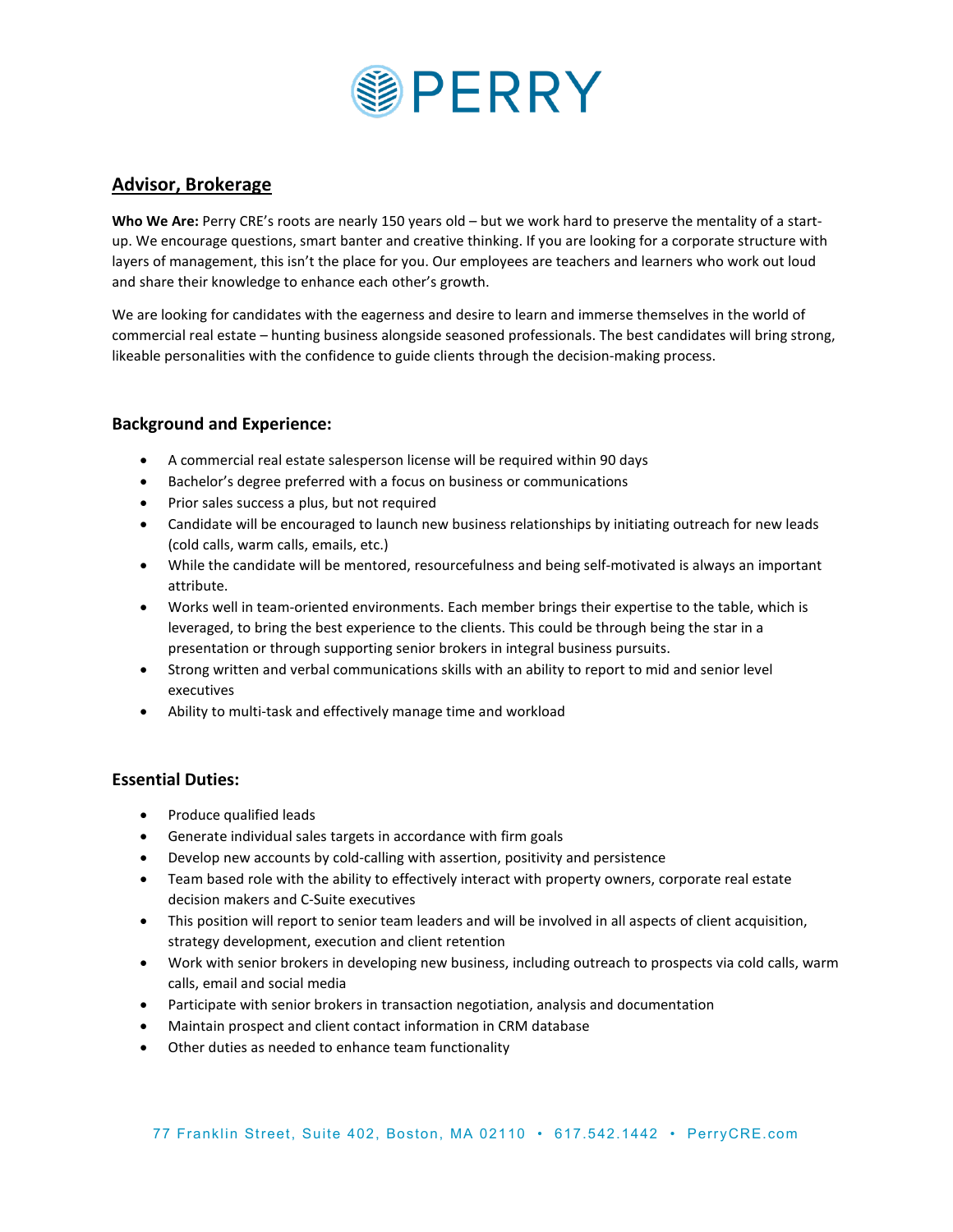# PERRY

## Advisor, Brokerage

**Who We Are:** Perry CRE's roots are nearly 150 years old – but we work hard to preserve the mentality of a start-up. We encourage questions, smart banter and creative thinking. If you are looking for a corporate structure with layers of management, this isn't the place for you. Our employees are teachers and learners who work out loud and share their knowledge to enhance each other's growth.

We are looking for candidates with the eagerness and desire to learn and immerse themselves in the world of commercial real estate – hunting business alongside seasoned professionals. The best candidates will bring strong, likeable personalities with the confidence to guide clients through the decision-making process.

### Background and Experience:

- A commercial real estate salesperson license will be required within 90 days
- Bachelor's degree preferred with a focus on business or communications
- Prior sales success a plus, but not required
- Candidate will be encouraged to launch new business relationships by initiating outreach for new leads (cold calls, warm calls, emails, etc.)
- While the candidate will be mentored, resourcefulness and being self-motivated is always an important attribute.
- Works well in team-oriented environments. Each member brings their expertise to the table, which is leveraged, to bring the best experience to the clients. This could be through being the star in a presentation or through supporting senior brokers in integral business pursuits.
- Strong written and verbal communications skills with an ability to report to mid and senior level executives
- Ability to multi-task and effectively manage time and workload

### Essential Duties:

- Produce qualified leads
- Generate individual sales targets in accordance with firm goals
- Develop new accounts by cold-calling with assertion, positivity and persistence
- Team based role with the ability to effectively interact with property owners, corporate real estate decision makers and C-Suite executives
- This position will report to senior team leaders and will be involved in all aspects of client acquisition, strategy development, execution and client retention
- Work with senior brokers in developing new business, including outreach to prospects via cold calls, warm calls, email and social media
- Participate with senior brokers in transaction negotiation, analysis and documentation
- Maintain prospect and client contact information in CRM database
- Other duties as needed to enhance team functionality

77 Franklin Street, Suite 402, Boston, MA 02110 • 617.542.1442 • PerryCRE.com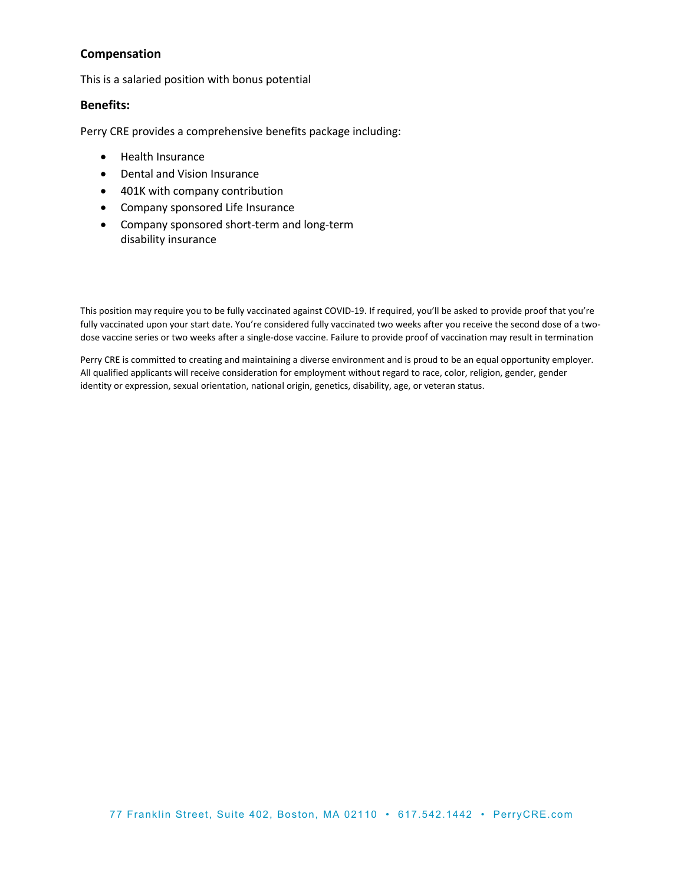### Compensation

This is a salaried position with bonus potential

### Benefits:

Perry CRE provides a comprehensive benefits package including:

- Health Insurance
- Dental and Vision Insurance
- 401K with company contribution
- Company sponsored Life Insurance
- Company sponsored short-term and long-term disability insurance

This position may require you to be fully vaccinated against COVID-19. If required, you'll be asked to provide proof that you're fully vaccinated upon your start date. You're considered fully vaccinated two weeks after you receive the second dose of a two-dose vaccine series or two weeks after a single-dose vaccine. Failure to provide proof of vaccination may result in termination

Perry CRE is committed to creating and maintaining a diverse environment and is proud to be an equal opportunity employer. All qualified applicants will receive consideration for employment without regard to race, color, religion, gender, gender identity or expression, sexual orientation, national origin, genetics, disability, age, or veteran status.

77 Franklin Street, Suite 402, Boston, MA 02110 • 617.542.1442 • PerryCRE.com